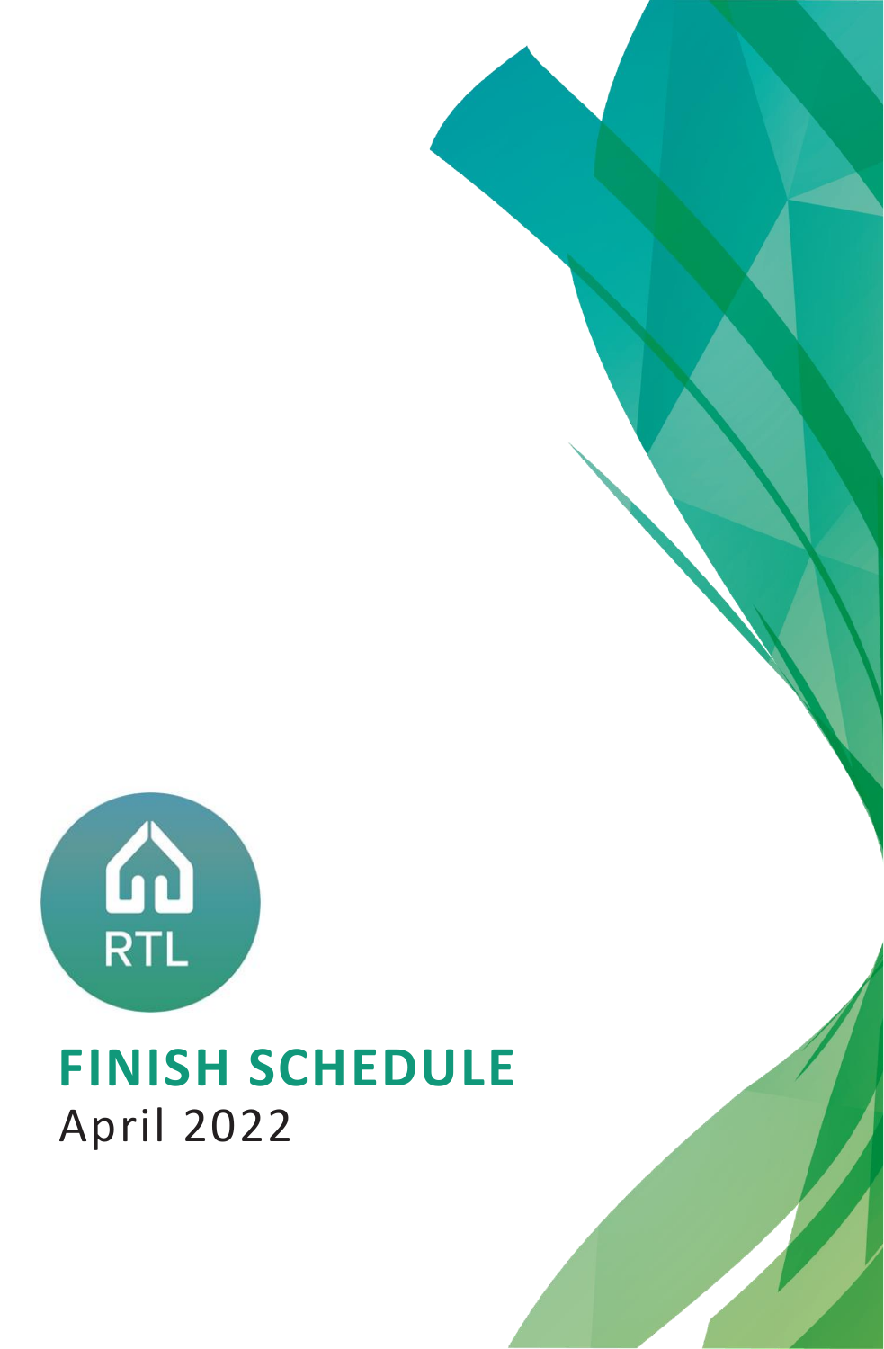RTL

# FINISH SCHEDULE

April 2022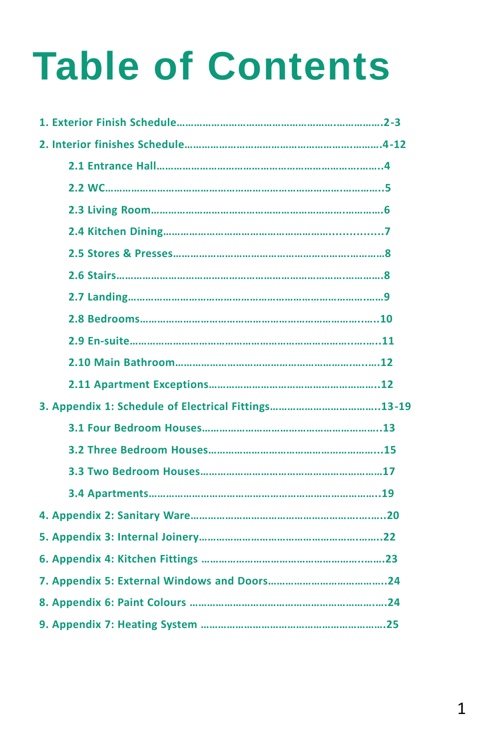# Table of Contents

**1. Exterior Finish Schedule……………………………………………………….……………2-3**

**2. Interior finishes Schedule………………………………………………………….………4-12**

- **2.1 Entrance Hall…………………………………………………………………….4**
- **2.2 WC……………………………………………………………………………….5**
- **2.3 Living Room……………………………………………………………………6**
- **2.4 Kitchen Dining……………………………………………..............7**
- **2.5 Stores & Presses………………………………………………………….………8**
- **2.6 Stairs……………………………………………………………………..………8**
- **2.7 Landing………………………………………………………………………….…9**
- **2.8 Bedrooms………………………………………………………………….....10**
- **2.9 En-suite……………………………………………………………….…….….11**
- **2.10 Main Bathroom………………………………………………………..….….12**
- **2.11 Apartment Exceptions…………………………………………………..12**

**3. Appendix 1: Schedule of Electrical Fittings……………………………..13-19**

- **3.1 Four Bedroom Houses…………………………………………………..13**
- **3.2 Three Bedroom Houses………………………………………………...15**
- **3.3 Two Bedroom Houses……………………………………………………17**
- **3.4 Apartments……………………………………………………………...19**

**4. Appendix 2: Sanitary Ware………………………………………………….…...20**

**5. Appendix 3: Internal Joinery………………………………………….…….22**

**6. Appendix 4: Kitchen Fittings …………………………………………….…….23**

**7. Appendix 5: External Windows and Doors………………………………….24**

**8. Appendix 6: Paint Colours ……………………………………………………..…24**

**9. Appendix 7: Heating System ……………………………………………………….25**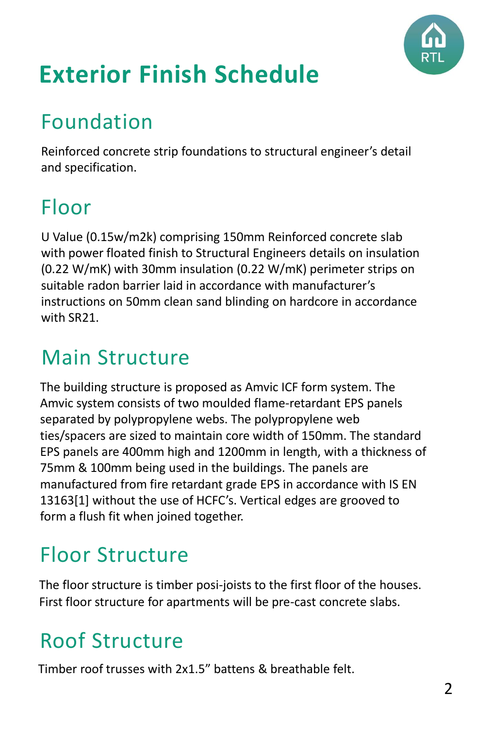# Exterior Finish Schedule

## Foundation

Reinforced concrete strip foundations to structural engineer's detail and specification.

## Floor

U Value (0.15w/m2k) comprising 150mm Reinforced concrete slab with power floated finish to Structural Engineers details on insulation (0.22 W/mK) with 30mm insulation (0.22 W/mK) perimeter strips on suitable radon barrier laid in accordance with manufacturer's instructions on 50mm clean sand blinding on hardcore in accordance with SR21.

## Main Structure

The building structure is proposed as Amvic ICF form system. The Amvic system consists of two moulded flame-retardant EPS panels separated by polypropylene webs. The polypropylene web ties/spacers are sized to maintain core width of 150mm. The standard EPS panels are 400mm high and 1200mm in length, with a thickness of 75mm & 100mm being used in the buildings. The panels are manufactured from fire retardant grade EPS in accordance with IS EN 13163[1] without the use of HCFC's. Vertical edges are grooved to form a flush fit when joined together.

## Floor Structure

The floor structure is timber posi-joists to the first floor of the houses. First floor structure for apartments will be pre-cast concrete slabs.

## Roof Structure

Timber roof trusses with 2x1.5" battens & breathable felt.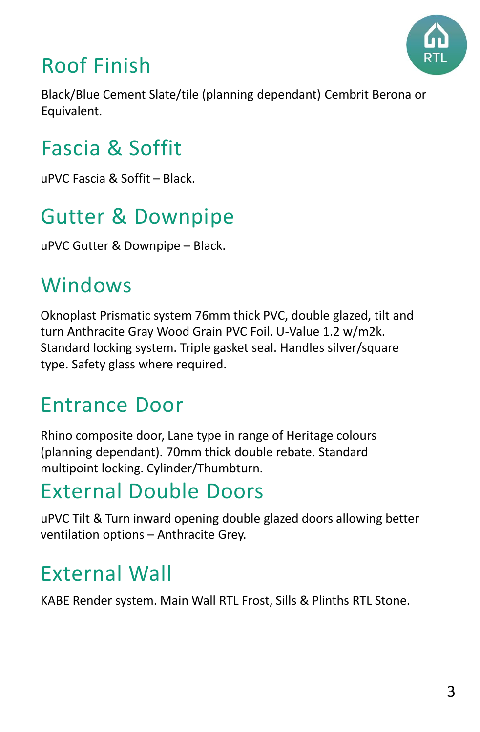## Roof Finish

Black/Blue Cement Slate/tile (planning dependant) Cembrit Berona or Equivalent.

## Fascia & Soffit

uPVC Fascia & Soffit – Black.

## Gutter & Downpipe

uPVC Gutter & Downpipe – Black.

## Windows

Oknoplast Prismatic system 76mm thick PVC, double glazed, tilt and turn Anthracite Gray Wood Grain PVC Foil. U-Value 1.2 w/m2k. Standard locking system. Triple gasket seal. Handles silver/square type. Safety glass where required.

## Entrance Door

Rhino composite door, Lane type in range of Heritage colours (planning dependant). 70mm thick double rebate. Standard multipoint locking. Cylinder/Thumbturn.

## External Double Doors

uPVC Tilt & Turn inward opening double glazed doors allowing better ventilation options – Anthracite Grey.

## External Wall

KABE Render system. Main Wall RTL Frost, Sills & Plinths RTL Stone.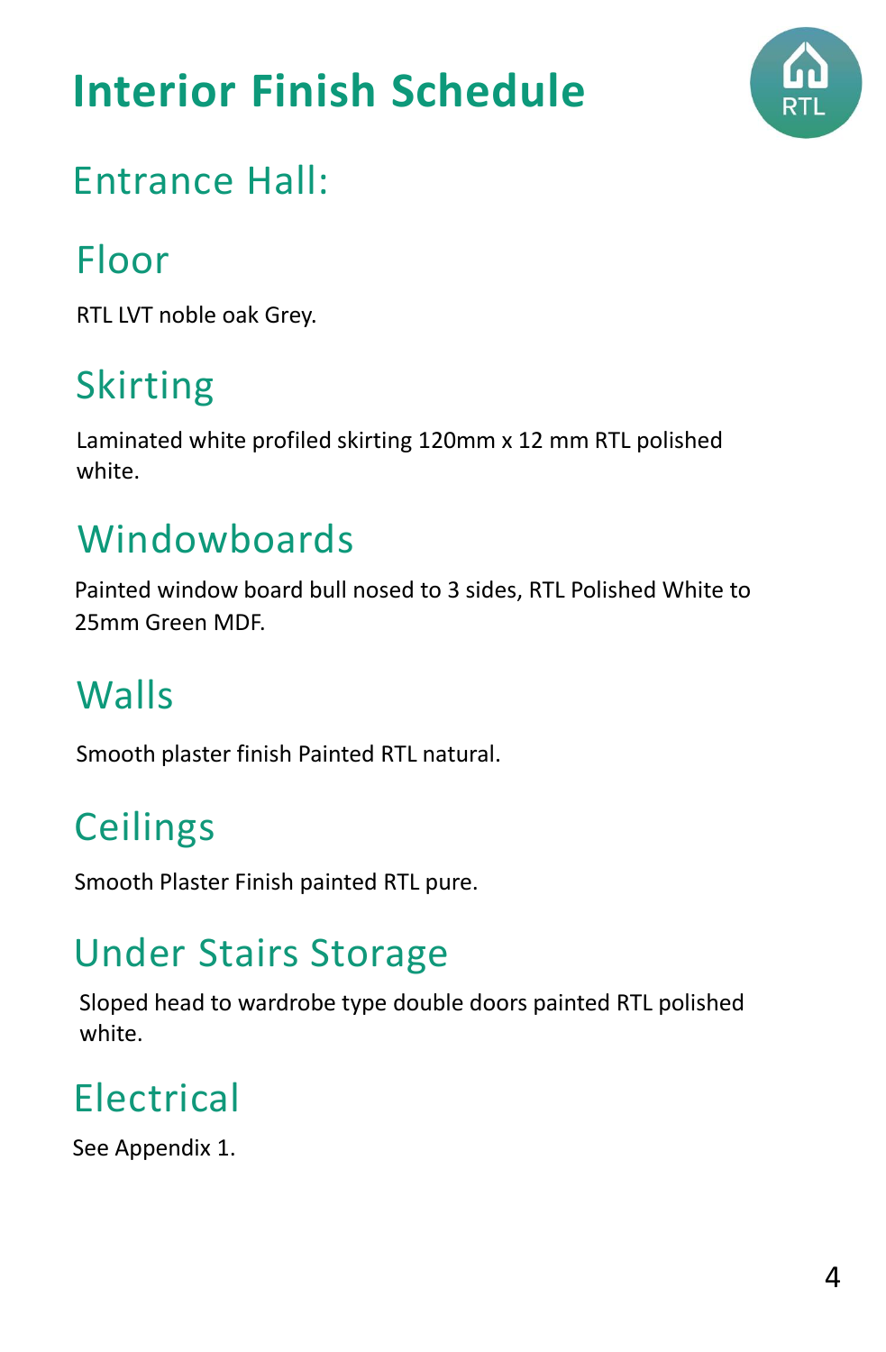# Interior Finish Schedule

## Entrance Hall:

### Floor

RTL LVT noble oak Grey.

### Skirting

Laminated white profiled skirting 120mm x 12 mm RTL polished white.

### Windowboards

Painted window board bull nosed to 3 sides, RTL Polished White to 25mm Green MDF.

### Walls

Smooth plaster finish Painted RTL natural.

### Ceilings

Smooth Plaster Finish painted RTL pure.

### Under Stairs Storage

Sloped head to wardrobe type double doors painted RTL polished white.

### Electrical

See Appendix 1.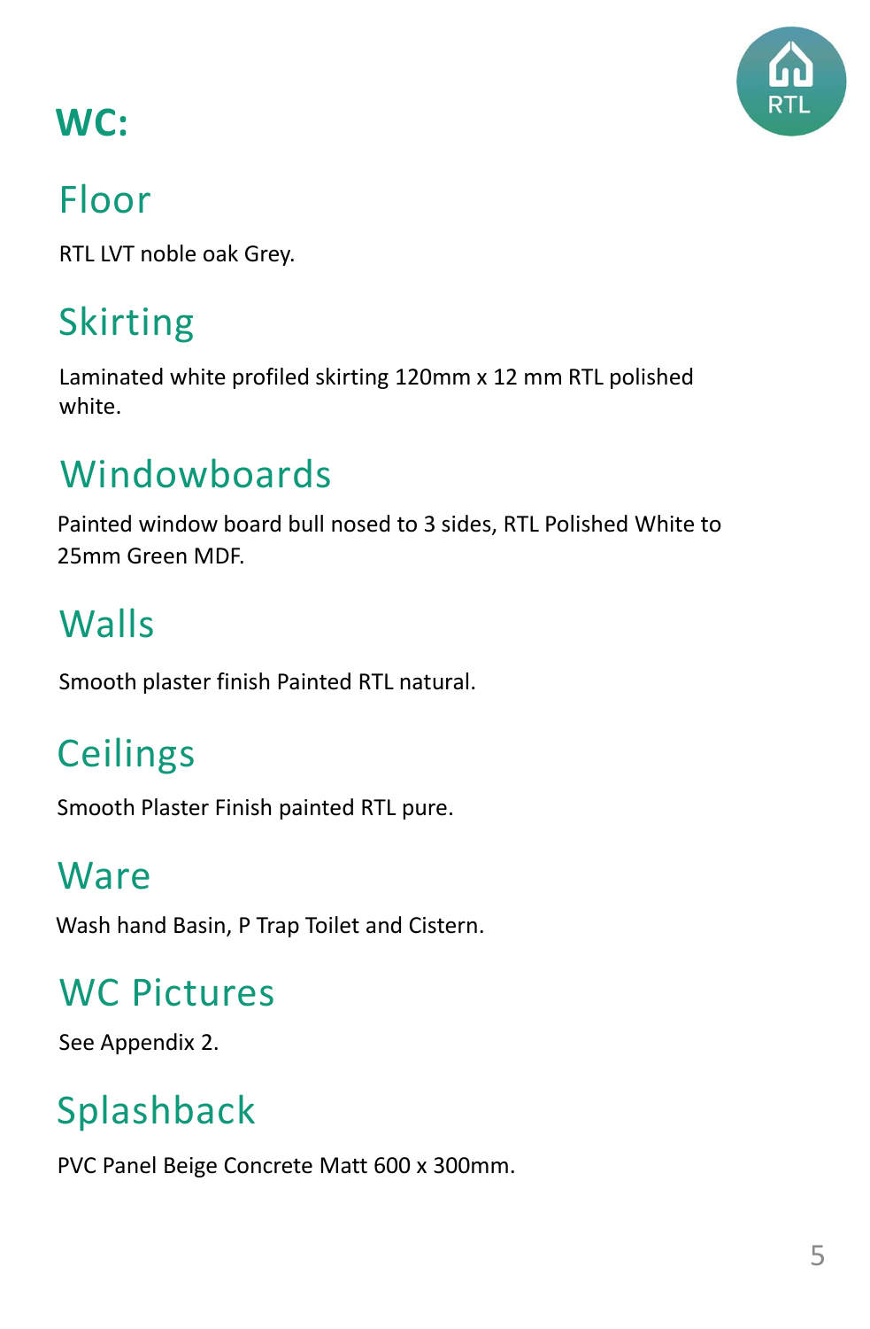# WC:

## Floor

RTL LVT noble oak Grey.

## Skirting

Laminated white profiled skirting 120mm x 12 mm RTL polished white.

## Windowboards

Painted window board bull nosed to 3 sides, RTL Polished White to 25mm Green MDF.

## Walls

Smooth plaster finish Painted RTL natural.

## Ceilings

Smooth Plaster Finish painted RTL pure.

## Ware

Wash hand Basin, P Trap Toilet and Cistern.

## WC Pictures

See Appendix 2.

## Splashback

PVC Panel Beige Concrete Matt 600 x 300mm.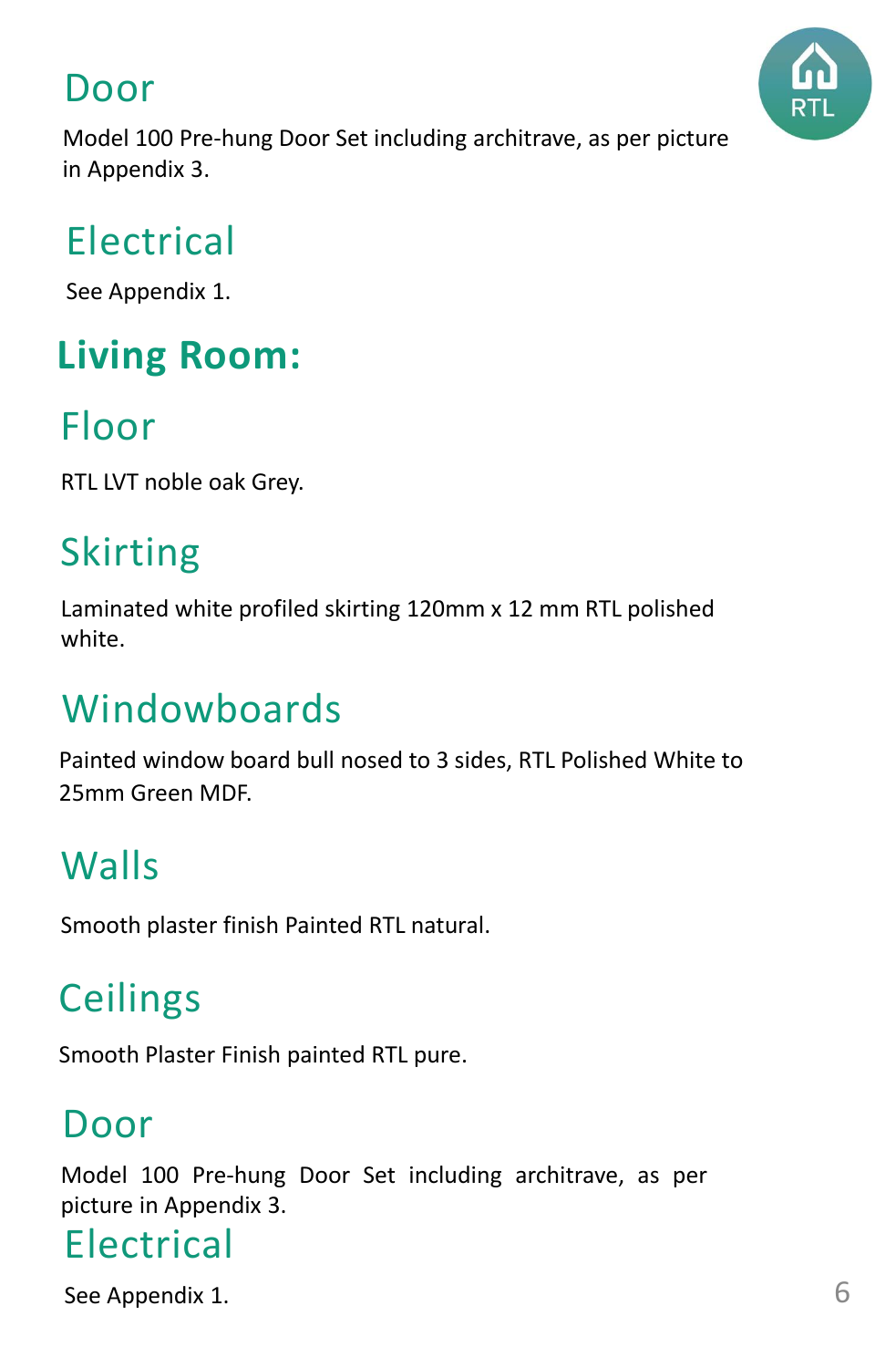## Door

Model 100 Pre-hung Door Set including architrave, as per picture in Appendix 3.

## Electrical

See Appendix 1.

# Living Room:

## Floor

RTL LVT noble oak Grey.

## Skirting

Laminated white profiled skirting 120mm x 12 mm RTL polished white.

## Windowboards

Painted window board bull nosed to 3 sides, RTL Polished White to 25mm Green MDF.

## Walls

Smooth plaster finish Painted RTL natural.

## Ceilings

Smooth Plaster Finish painted RTL pure.

## Door

Model 100 Pre-hung Door Set including architrave, as per picture in Appendix 3.

## Electrical

See Appendix 1.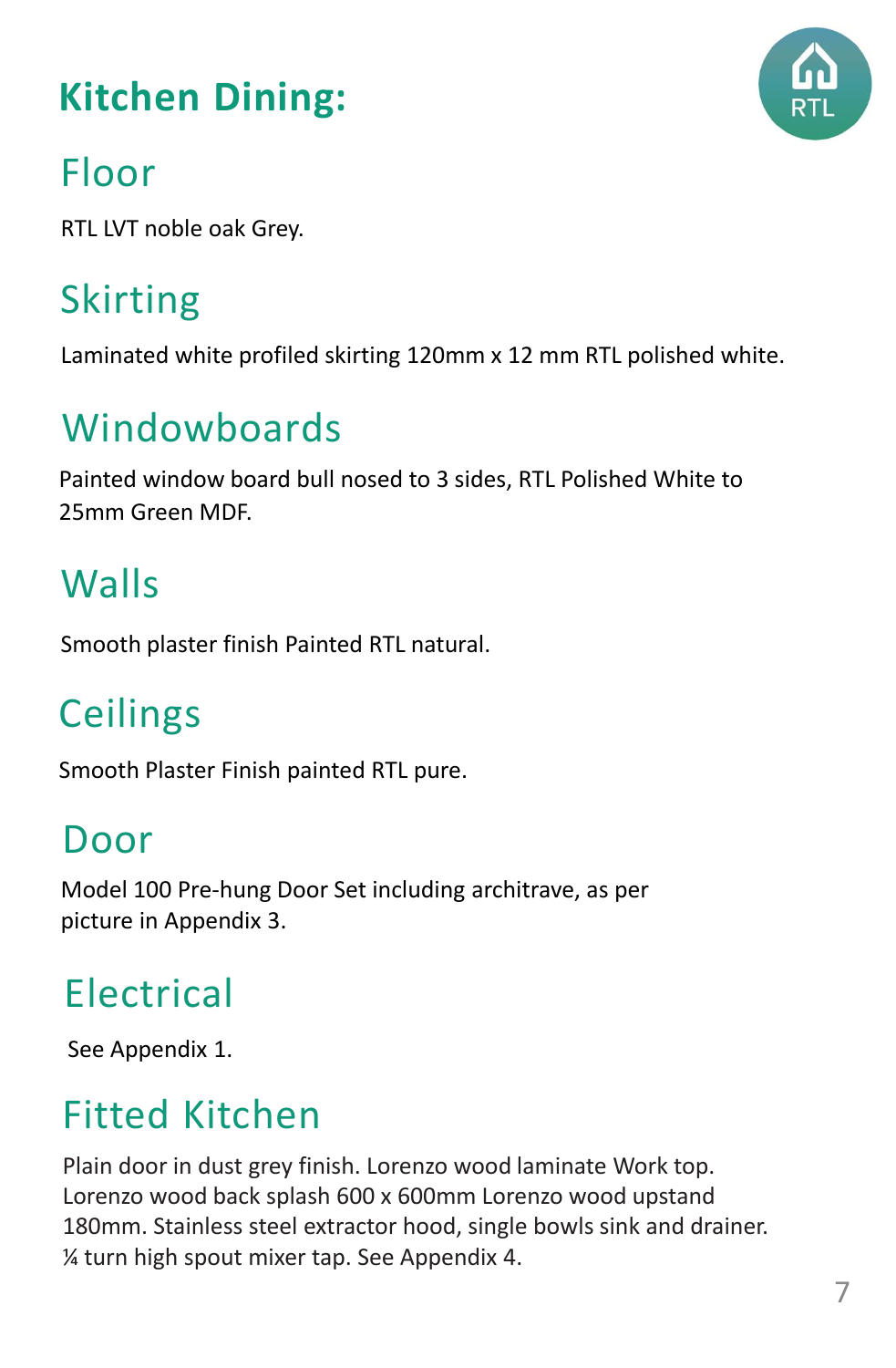# Kitchen Dining:

## Floor

RTL LVT noble oak Grey.

## Skirting

Laminated white profiled skirting 120mm x 12 mm RTL polished white.

## Windowboards

Painted window board bull nosed to 3 sides, RTL Polished White to 25mm Green MDF.

## Walls

Smooth plaster finish Painted RTL natural.

## Ceilings

Smooth Plaster Finish painted RTL pure.

## Door

Model 100 Pre-hung Door Set including architrave, as per picture in Appendix 3.

## Electrical

See Appendix 1.

## Fitted Kitchen

Plain door in dust grey finish. Lorenzo wood laminate Work top. Lorenzo wood back splash 600 x 600mm Lorenzo wood upstand 180mm. Stainless steel extractor hood, single bowls sink and drainer. ¼ turn high spout mixer tap. See Appendix 4.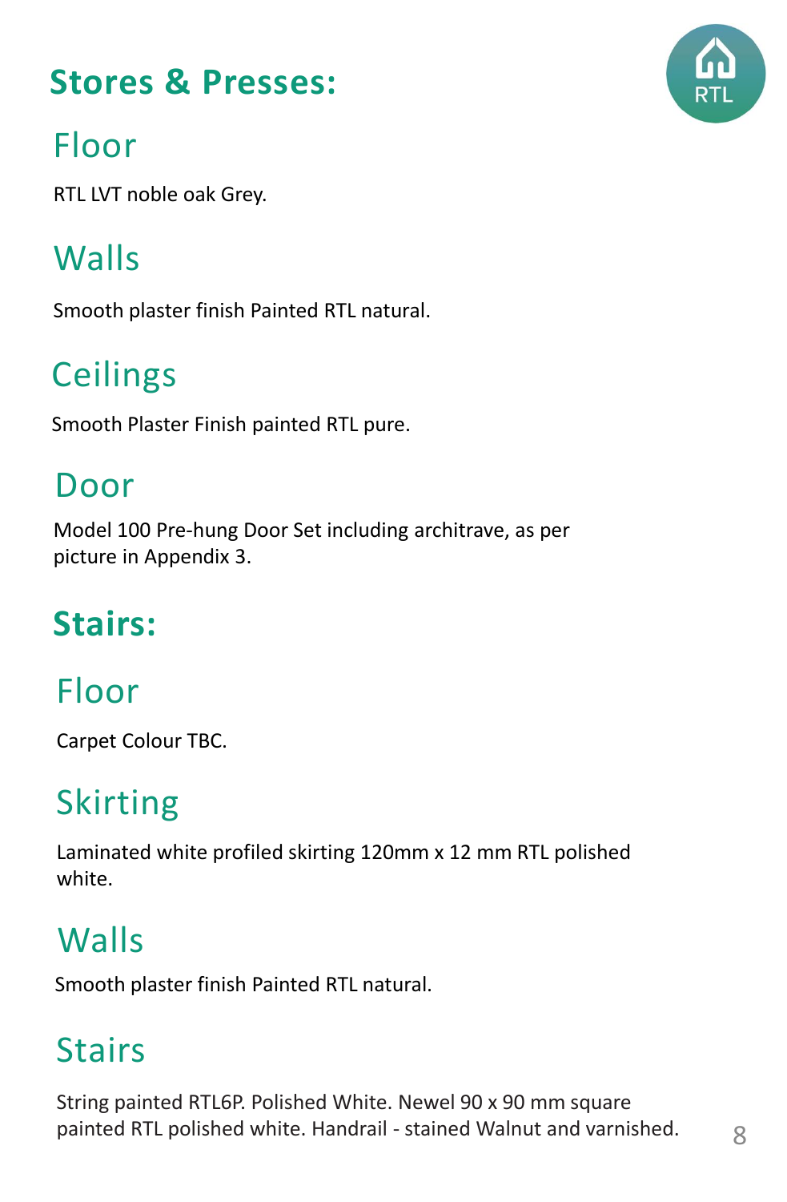## Stores & Presses:

### Floor

RTL LVT noble oak Grey.

### Walls

Smooth plaster finish Painted RTL natural.

### Ceilings

Smooth Plaster Finish painted RTL pure.

### Door

Model 100 Pre-hung Door Set including architrave, as per picture in Appendix 3.

## Stairs:

### Floor

Carpet Colour TBC.

### Skirting

Laminated white profiled skirting 120mm x 12 mm RTL polished white.

### Walls

Smooth plaster finish Painted RTL natural.

### Stairs

String painted RTL6P. Polished White. Newel 90 x 90 mm square painted RTL polished white. Handrail - stained Walnut and varnished.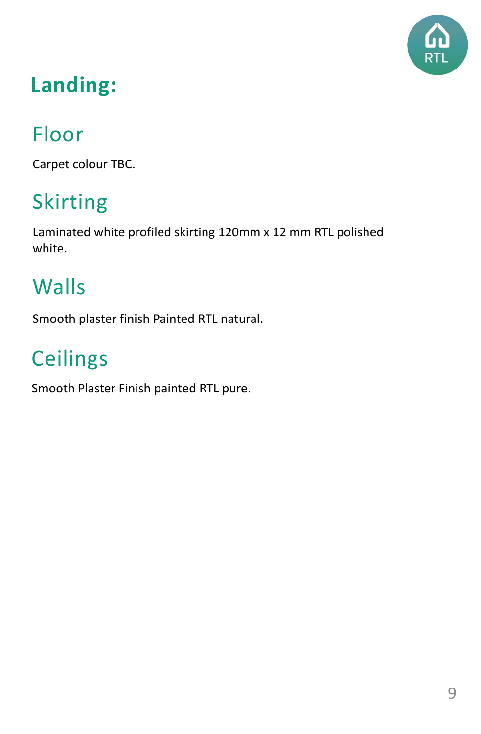# Landing:

## Floor

Carpet colour TBC.

## Skirting

Laminated white profiled skirting 120mm x 12 mm RTL polished white.

## Walls

Smooth plaster finish Painted RTL natural.

## Ceilings

Smooth Plaster Finish painted RTL pure.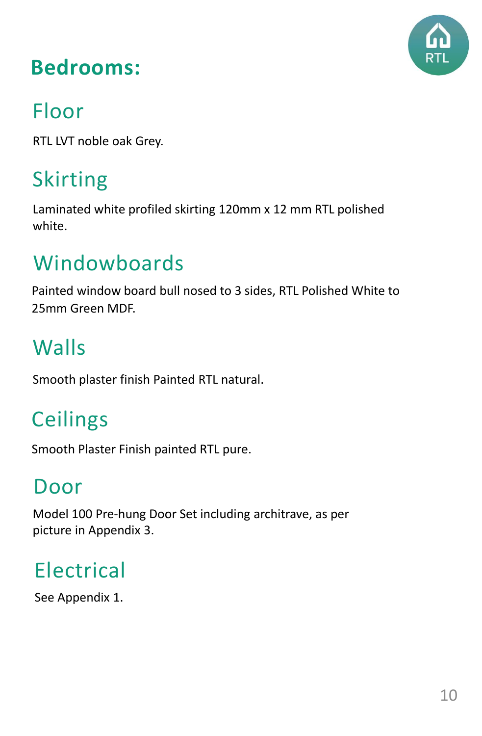# Bedrooms:

## Floor

RTL LVT noble oak Grey.

## Skirting

Laminated white profiled skirting 120mm x 12 mm RTL polished white.

## Windowboards

Painted window board bull nosed to 3 sides, RTL Polished White to 25mm Green MDF.

## Walls

Smooth plaster finish Painted RTL natural.

## Ceilings

Smooth Plaster Finish painted RTL pure.

## Door

Model 100 Pre-hung Door Set including architrave, as per picture in Appendix 3.

## Electrical

See Appendix 1.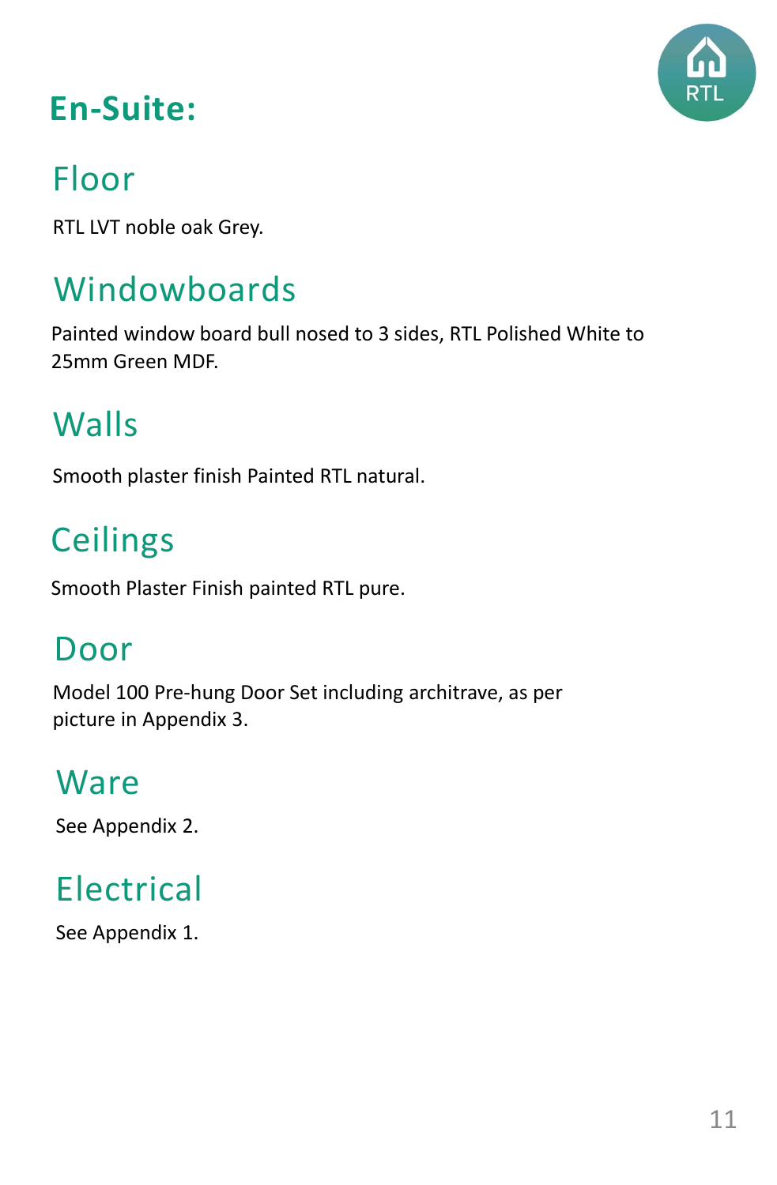# En-Suite:

## Floor

RTL LVT noble oak Grey.

## Windowboards

Painted window board bull nosed to 3 sides, RTL Polished White to 25mm Green MDF.

## Walls

Smooth plaster finish Painted RTL natural.

## Ceilings

Smooth Plaster Finish painted RTL pure.

## Door

Model 100 Pre-hung Door Set including architrave, as per picture in Appendix 3.

## Ware

See Appendix 2.

## Electrical

See Appendix 1.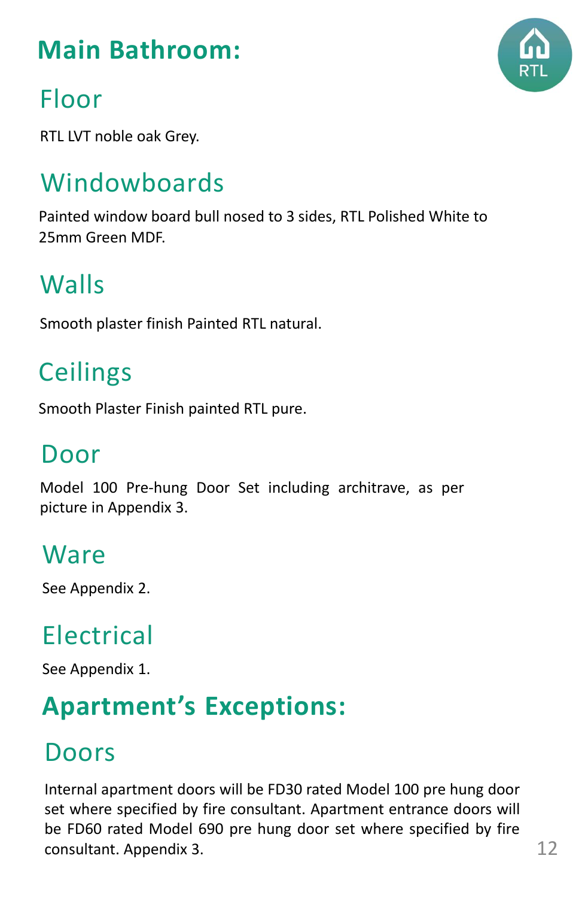## Main Bathroom:

### Floor

RTL LVT noble oak Grey.

### Windowboards

Painted window board bull nosed to 3 sides, RTL Polished White to 25mm Green MDF.

### Walls

Smooth plaster finish Painted RTL natural.

### Ceilings

Smooth Plaster Finish painted RTL pure.

### Door

Model 100 Pre-hung Door Set including architrave, as per picture in Appendix 3.

### Ware

See Appendix 2.

### Electrical

See Appendix 1.

## Apartment's Exceptions:

### Doors

Internal apartment doors will be FD30 rated Model 100 pre hung door set where specified by fire consultant. Apartment entrance doors will be FD60 rated Model 690 pre hung door set where specified by fire consultant. Appendix 3.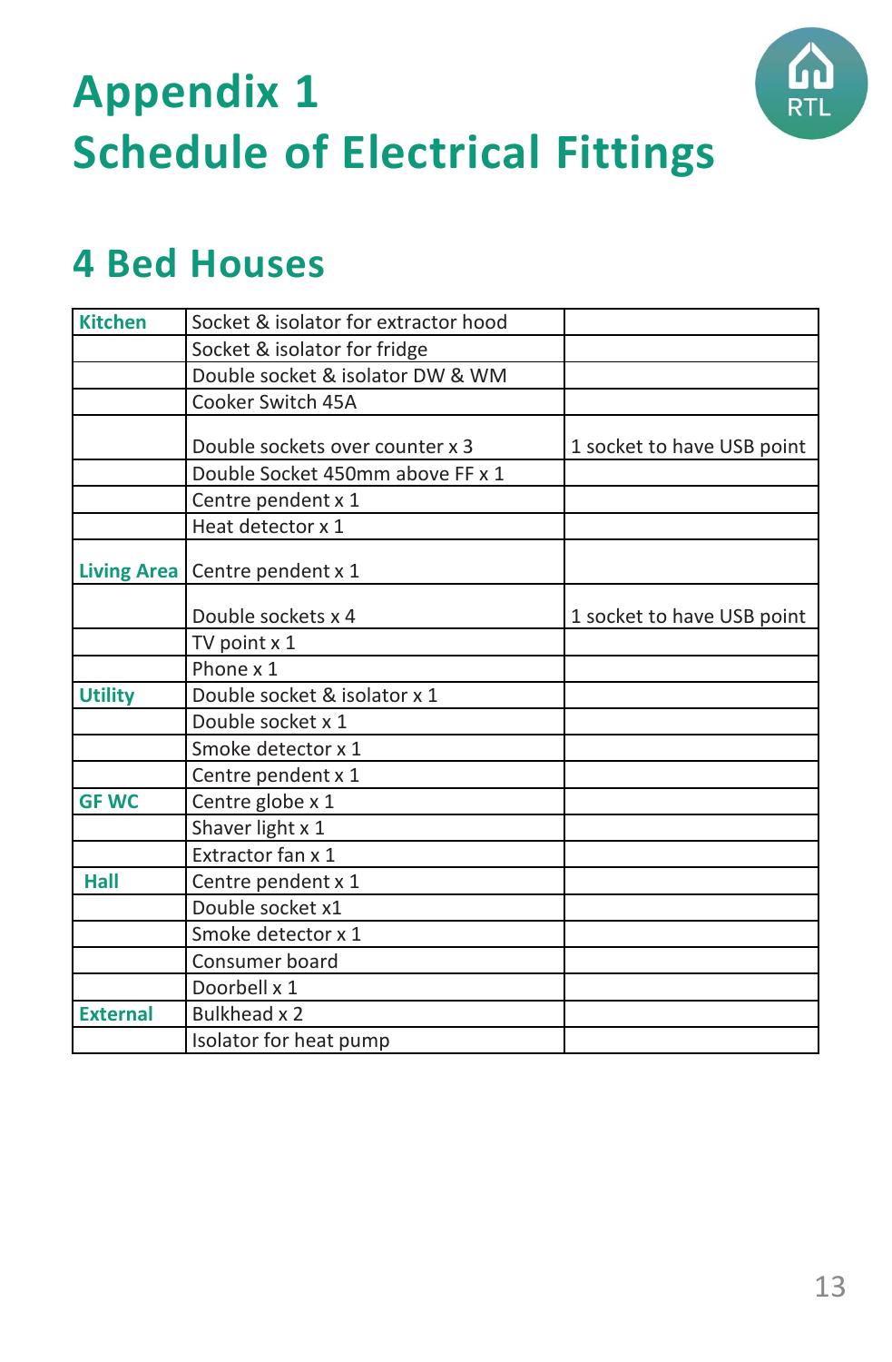# Appendix 1
# Schedule of Electrical Fittings

## 4 Bed Houses

| | | |
|---|---|---|
| **Kitchen** | Socket & isolator for extractor hood | |
| | Socket & isolator for fridge | |
| | Double socket & isolator DW & WM | |
| | Cooker Switch 45A | |
| | Double sockets over counter x 3 | 1 socket to have USB point |
| | Double Socket 450mm above FF x 1 | |
| | Centre pendent x 1 | |
| | Heat detector x 1 | |
| **Living Area** | Centre pendent x 1 | |
| | Double sockets x 4 | 1 socket to have USB point |
| | TV point x 1 | |
| | Phone x 1 | |
| **Utility** | Double socket & isolator x 1 | |
| | Double socket x 1 | |
| | Smoke detector x 1 | |
| | Centre pendent x 1 | |
| **GF WC** | Centre globe x 1 | |
| | Shaver light x 1 | |
| | Extractor fan x 1 | |
| **Hall** | Centre pendent x 1 | |
| | Double socket x1 | |
| | Smoke detector x 1 | |
| | Consumer board | |
| | Doorbell x 1 | |
| **External** | Bulkhead x 2 | |
| | Isolator for heat pump | |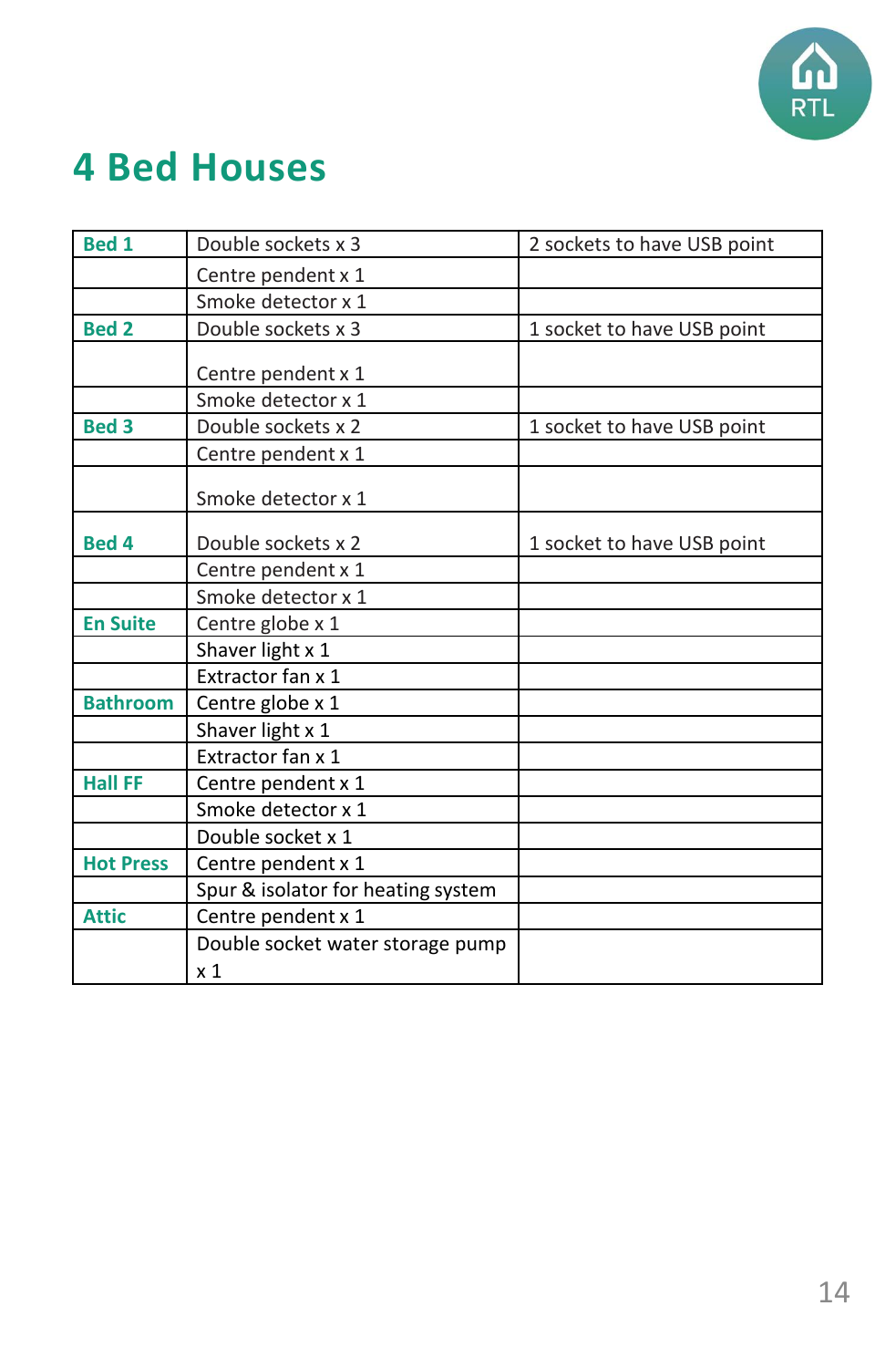# 4 Bed Houses

| | | |
|---|---|---|
| **Bed 1** | Double sockets x 3 | 2 sockets to have USB point |
| | Centre pendent x 1 | |
| | Smoke detector x 1 | |
| **Bed 2** | Double sockets x 3 | 1 socket to have USB point |
| | Centre pendent x 1 | |
| | Smoke detector x 1 | |
| **Bed 3** | Double sockets x 2 | 1 socket to have USB point |
| | Centre pendent x 1 | |
| | Smoke detector x 1 | |
| **Bed 4** | Double sockets x 2 | 1 socket to have USB point |
| | Centre pendent x 1 | |
| | Smoke detector x 1 | |
| **En Suite** | Centre globe x 1 | |
| | Shaver light x 1 | |
| | Extractor fan x 1 | |
| **Bathroom** | Centre globe x 1 | |
| | Shaver light x 1 | |
| | Extractor fan x 1 | |
| **Hall FF** | Centre pendent x 1 | |
| | Smoke detector x 1 | |
| | Double socket x 1 | |
| **Hot Press** | Centre pendent x 1 | |
| | Spur & isolator for heating system | |
| **Attic** | Centre pendent x 1 | |
| | Double socket water storage pump x 1 | |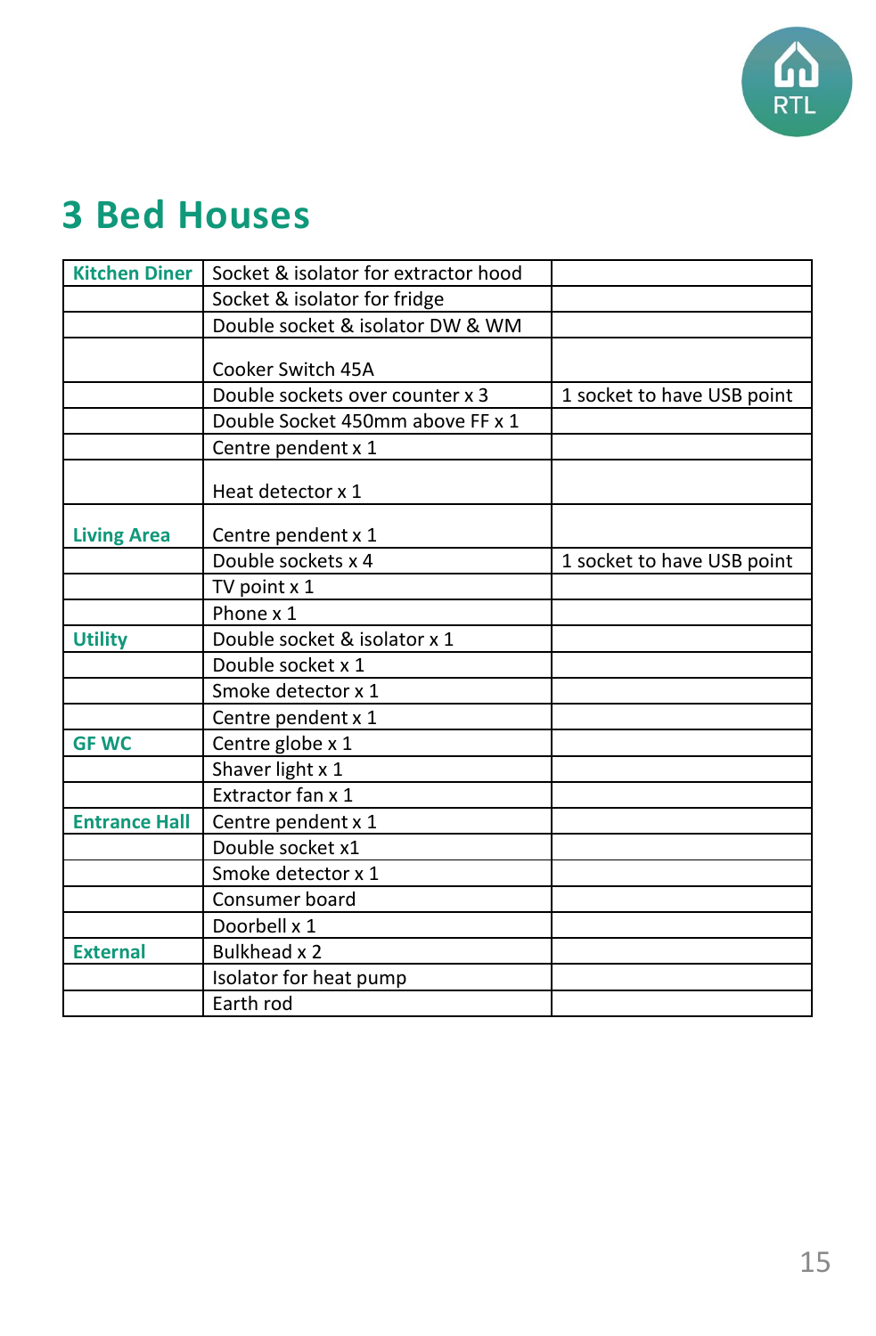# 3 Bed Houses

| | | |
|---|---|---|
| **Kitchen Diner** | Socket & isolator for extractor hood | |
| | Socket & isolator for fridge | |
| | Double socket & isolator DW & WM | |
| | Cooker Switch 45A | |
| | Double sockets over counter x 3 | 1 socket to have USB point |
| | Double Socket 450mm above FF x 1 | |
| | Centre pendent x 1 | |
| | Heat detector x 1 | |
| **Living Area** | Centre pendent x 1 | |
| | Double sockets x 4 | 1 socket to have USB point |
| | TV point x 1 | |
| | Phone x 1 | |
| **Utility** | Double socket & isolator x 1 | |
| | Double socket x 1 | |
| | Smoke detector x 1 | |
| | Centre pendent x 1 | |
| **GF WC** | Centre globe x 1 | |
| | Shaver light x 1 | |
| | Extractor fan x 1 | |
| **Entrance Hall** | Centre pendent x 1 | |
| | Double socket x1 | |
| | Smoke detector x 1 | |
| | Consumer board | |
| | Doorbell x 1 | |
| **External** | Bulkhead x 2 | |
| | Isolator for heat pump | |
| | Earth rod | |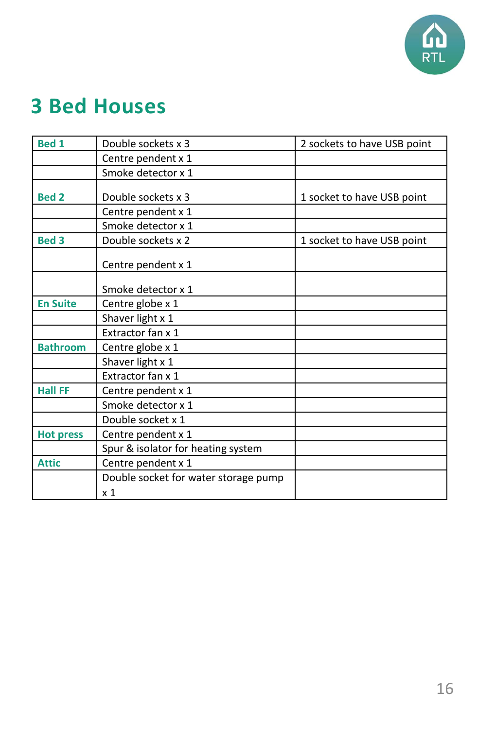# 3 Bed Houses

| | | |
|---|---|---|
| **Bed 1** | Double sockets x 3 | 2 sockets to have USB point |
| | Centre pendent x 1 | |
| | Smoke detector x 1 | |
| **Bed 2** | Double sockets x 3 | 1 socket to have USB point |
| | Centre pendent x 1 | |
| | Smoke detector x 1 | |
| **Bed 3** | Double sockets x 2 | 1 socket to have USB point |
| | Centre pendent x 1 | |
| | Smoke detector x 1 | |
| **En Suite** | Centre globe x 1 | |
| | Shaver light x 1 | |
| | Extractor fan x 1 | |
| **Bathroom** | Centre globe x 1 | |
| | Shaver light x 1 | |
| | Extractor fan x 1 | |
| **Hall FF** | Centre pendent x 1 | |
| | Smoke detector x 1 | |
| | Double socket x 1 | |
| **Hot press** | Centre pendent x 1 | |
| | Spur & isolator for heating system | |
| **Attic** | Centre pendent x 1 | |
| | Double socket for water storage pump x 1 | |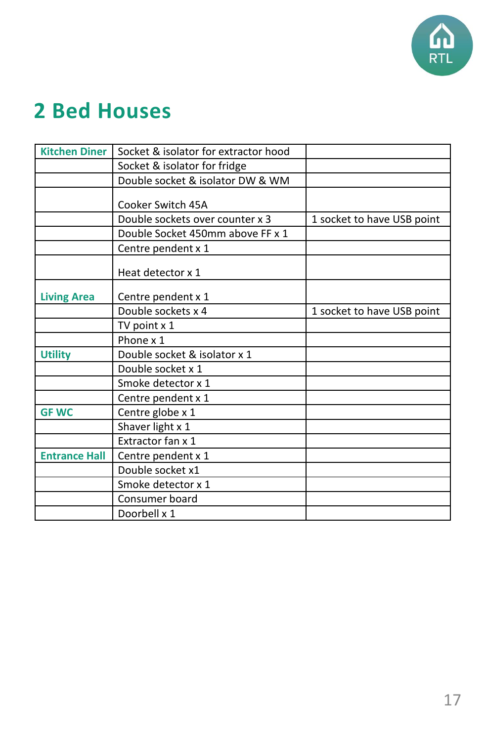## 2 Bed Houses

| Kitchen Diner | Socket & isolator for extractor hood | |
|---|---|---|
| | Socket & isolator for fridge | |
| | Double socket & isolator DW & WM | |
| | Cooker Switch 45A | |
| | Double sockets over counter x 3 | 1 socket to have USB point |
| | Double Socket 450mm above FF x 1 | |
| | Centre pendent x 1 | |
| | Heat detector x 1 | |
| Living Area | Centre pendent x 1 | |
| | Double sockets x 4 | 1 socket to have USB point |
| | TV point x 1 | |
| | Phone x 1 | |
| Utility | Double socket & isolator x 1 | |
| | Double socket x 1 | |
| | Smoke detector x 1 | |
| | Centre pendent x 1 | |
| GF WC | Centre globe x 1 | |
| | Shaver light x 1 | |
| | Extractor fan x 1 | |
| Entrance Hall | Centre pendent x 1 | |
| | Double socket x1 | |
| | Smoke detector x 1 | |
| | Consumer board | |
| | Doorbell x 1 | |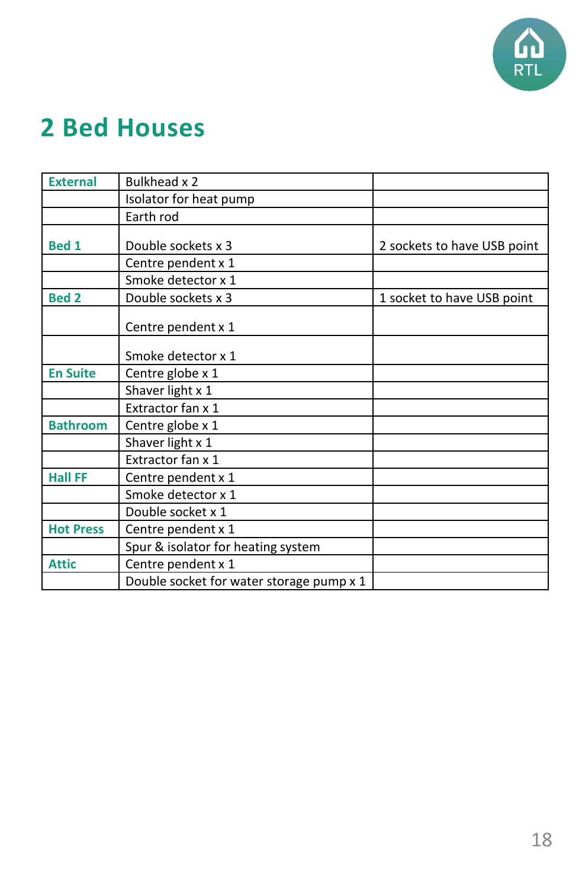## 2 Bed Houses

| | | |
|---|---|---|
| **External** | Bulkhead x 2 | |
| | Isolator for heat pump | |
| | Earth rod | |
| **Bed 1** | Double sockets x 3 | 2 sockets to have USB point |
| | Centre pendent x 1 | |
| | Smoke detector x 1 | |
| **Bed 2** | Double sockets x 3 | 1 socket to have USB point |
| | Centre pendent x 1 | |
| | Smoke detector x 1 | |
| **En Suite** | Centre globe x 1 | |
| | Shaver light x 1 | |
| | Extractor fan x 1 | |
| **Bathroom** | Centre globe x 1 | |
| | Shaver light x 1 | |
| | Extractor fan x 1 | |
| **Hall FF** | Centre pendent x 1 | |
| | Smoke detector x 1 | |
| | Double socket x 1 | |
| **Hot Press** | Centre pendent x 1 | |
| | Spur & isolator for heating system | |
| **Attic** | Centre pendent x 1 | |
| | Double socket for water storage pump x 1 | |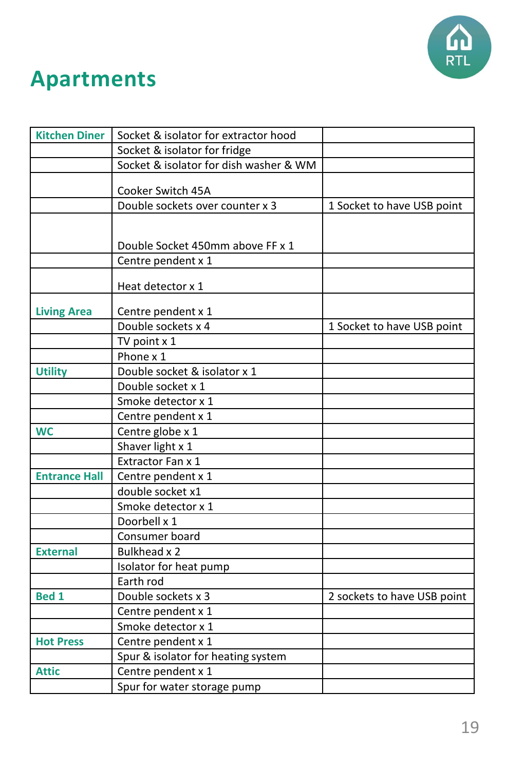# Apartments

| | | |
|---|---|---|
| **Kitchen Diner** | Socket & isolator for extractor hood | |
| | Socket & isolator for fridge | |
| | Socket & isolator for dish washer & WM | |
| | Cooker Switch 45A | |
| | Double sockets over counter x 3 | 1 Socket to have USB point |
| | Double Socket 450mm above FF x 1 | |
| | Centre pendent x 1 | |
| | Heat detector x 1 | |
| **Living Area** | Centre pendent x 1 | |
| | Double sockets x 4 | 1 Socket to have USB point |
| | TV point x 1 | |
| | Phone x 1 | |
| **Utility** | Double socket & isolator x 1 | |
| | Double socket x 1 | |
| | Smoke detector x 1 | |
| | Centre pendent x 1 | |
| **WC** | Centre globe x 1 | |
| | Shaver light x 1 | |
| | Extractor Fan x 1 | |
| **Entrance Hall** | Centre pendent x 1 | |
| | double socket x1 | |
| | Smoke detector x 1 | |
| | Doorbell x 1 | |
| | Consumer board | |
| **External** | Bulkhead x 2 | |
| | Isolator for heat pump | |
| | Earth rod | |
| **Bed 1** | Double sockets x 3 | 2 sockets to have USB point |
| | Centre pendent x 1 | |
| | Smoke detector x 1 | |
| **Hot Press** | Centre pendent x 1 | |
| | Spur & isolator for heating system | |
| **Attic** | Centre pendent x 1 | |
| | Spur for water storage pump | |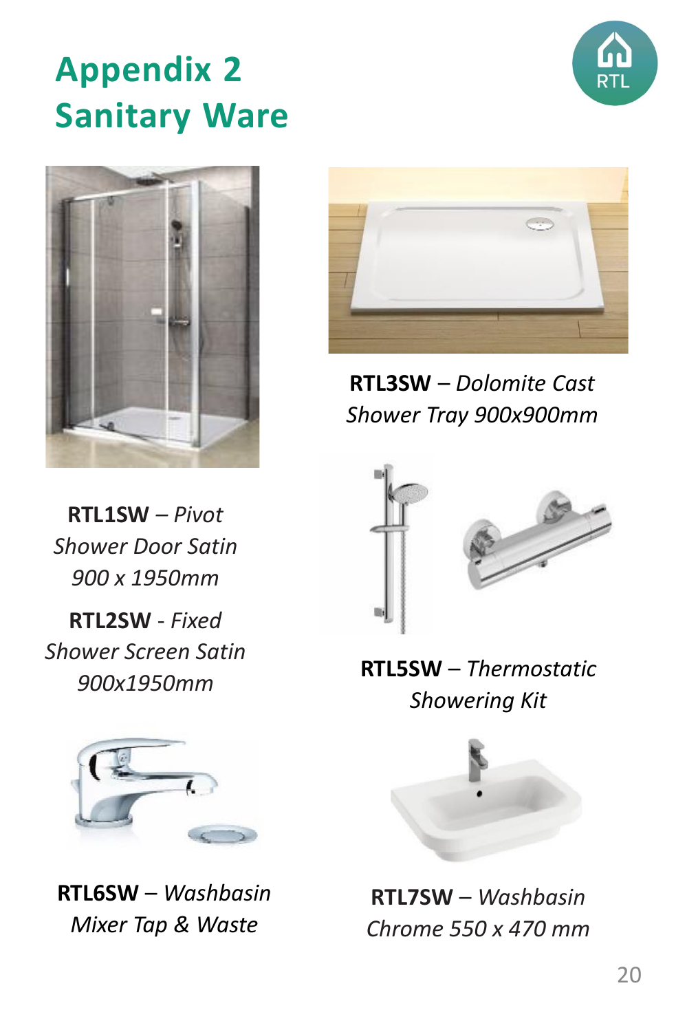# Appendix 2
# Sanitary Ware

**RTL1SW** – *Pivot Shower Door Satin 900 x 1950mm*

**RTL2SW** - *Fixed Shower Screen Satin 900x1950mm*

**RTL3SW** – *Dolomite Cast Shower Tray 900x900mm*

**RTL5SW** – *Thermostatic Showering Kit*

**RTL6SW** – *Washbasin Mixer Tap & Waste*

**RTL7SW** – *Washbasin Chrome 550 x 470 mm*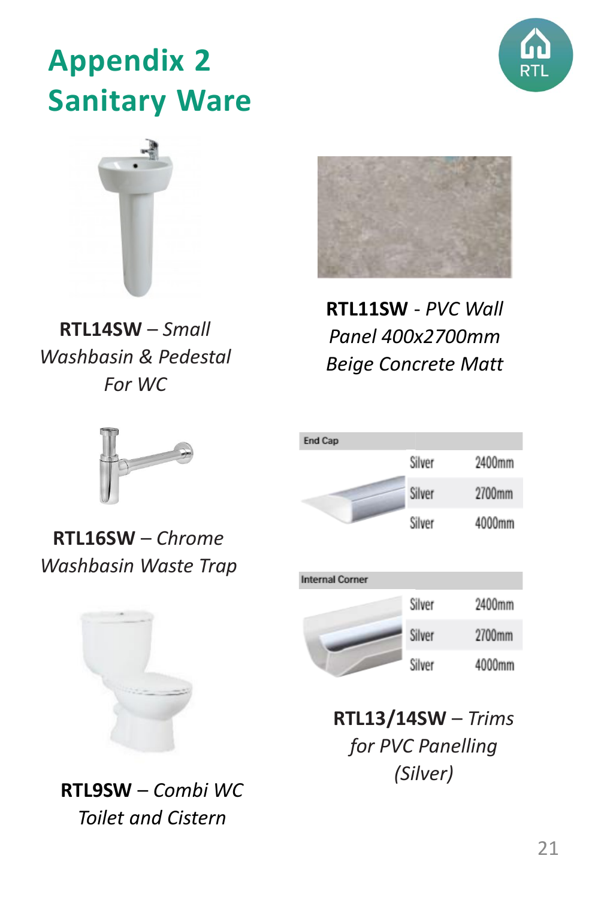# Appendix 2
# Sanitary Ware

**RTL14SW** – *Small Washbasin & Pedestal For WC*

**RTL11SW** - *PVC Wall Panel 400x2700mm Beige Concrete Matt*

**RTL16SW** – *Chrome Washbasin Waste Trap*

| End Cap | | |
|---|---|---|
| | Silver | 2400mm |
| | Silver | 2700mm |
| | Silver | 4000mm |

| Internal Corner | | |
|---|---|---|
| | Silver | 2400mm |
| | Silver | 2700mm |
| | Silver | 4000mm |

**RTL9SW** – *Combi WC Toilet and Cistern*

**RTL13/14SW** – *Trims for PVC Panelling (Silver)*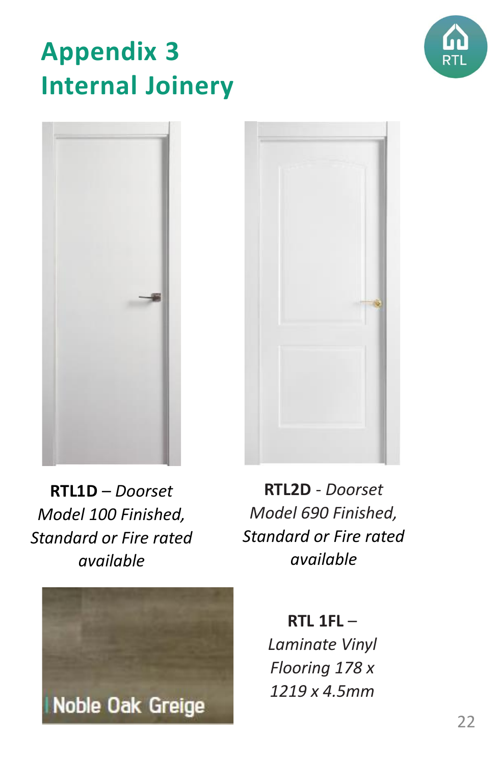# Appendix 3
# Internal Joinery

**RTL1D** – *Doorset Model 100 Finished, Standard or Fire rated available*

**RTL2D** - *Doorset Model 690 Finished, Standard or Fire rated available*

Noble Oak Greige

**RTL 1FL** – *Laminate Vinyl Flooring 178 x 1219 x 4.5mm*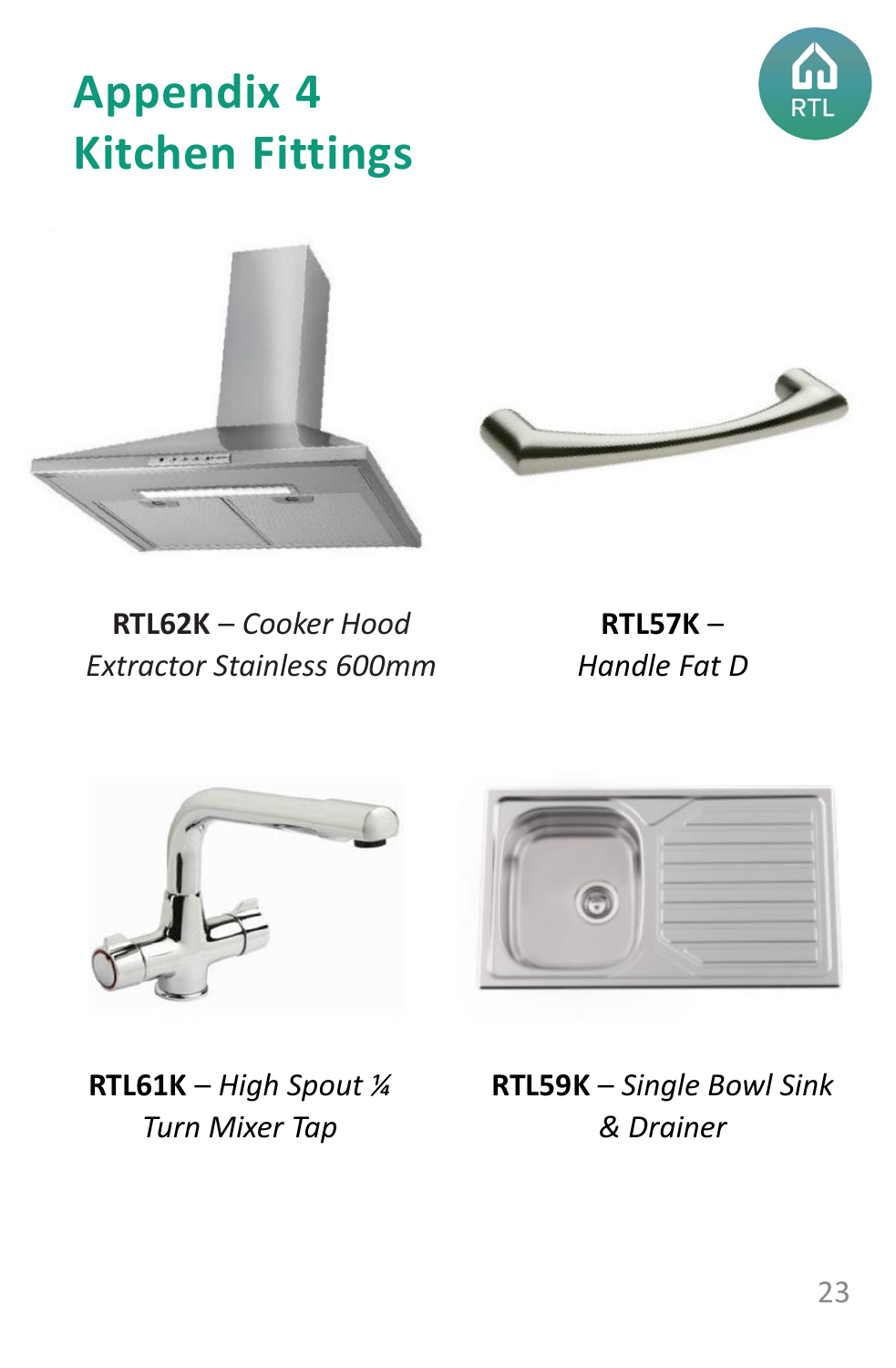# Appendix 4
# Kitchen Fittings

**RTL62K** – *Cooker Hood Extractor Stainless 600mm*

**RTL57K** – *Handle Fat D*

**RTL61K** – *High Spout ¼ Turn Mixer Tap*

**RTL59K** – *Single Bowl Sink & Drainer*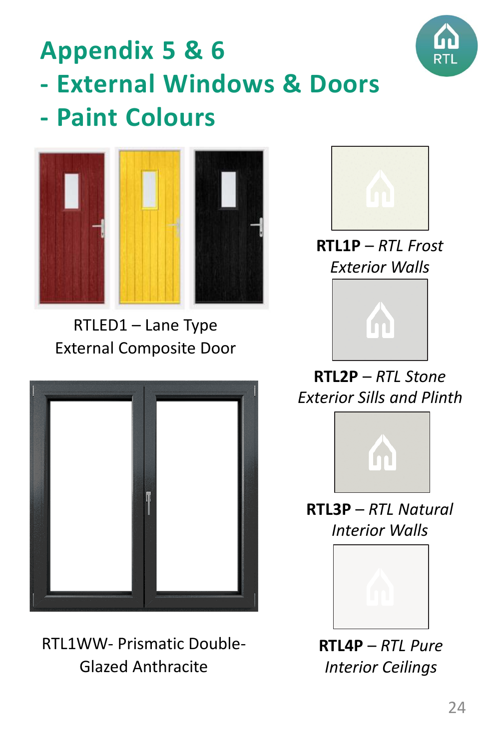# Appendix 5 & 6
# - External Windows & Doors
# - Paint Colours

RTLED1 – Lane Type External Composite Door

RTL1WW- Prismatic Double-Glazed Anthracite

**RTL1P** – *RTL Frost Exterior Walls*

**RTL2P** – *RTL Stone Exterior Sills and Plinth*

**RTL3P** – *RTL Natural Interior Walls*

**RTL4P** – *RTL Pure Interior Ceilings*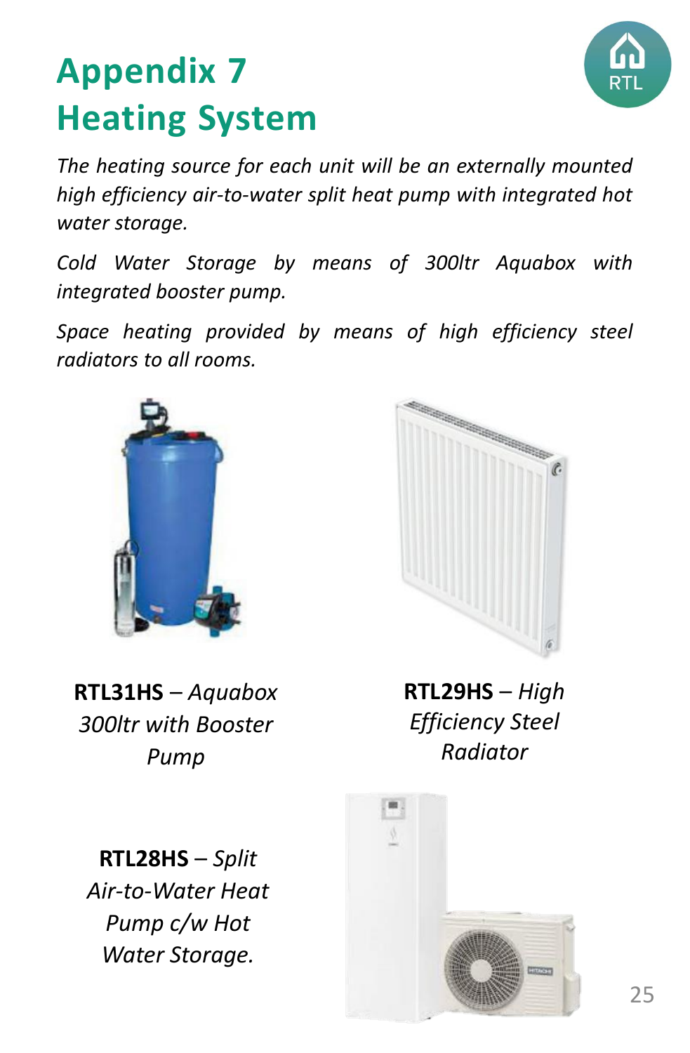# Appendix 7
# Heating System

*The heating source for each unit will be an externally mounted high efficiency air-to-water split heat pump with integrated hot water storage.*

*Cold Water Storage by means of 300ltr Aquabox with integrated booster pump.*

*Space heating provided by means of high efficiency steel radiators to all rooms.*

**RTL31HS** – *Aquabox 300ltr with Booster Pump*

**RTL29HS** – *High Efficiency Steel Radiator*

**RTL28HS** – *Split Air-to-Water Heat Pump c/w Hot Water Storage.*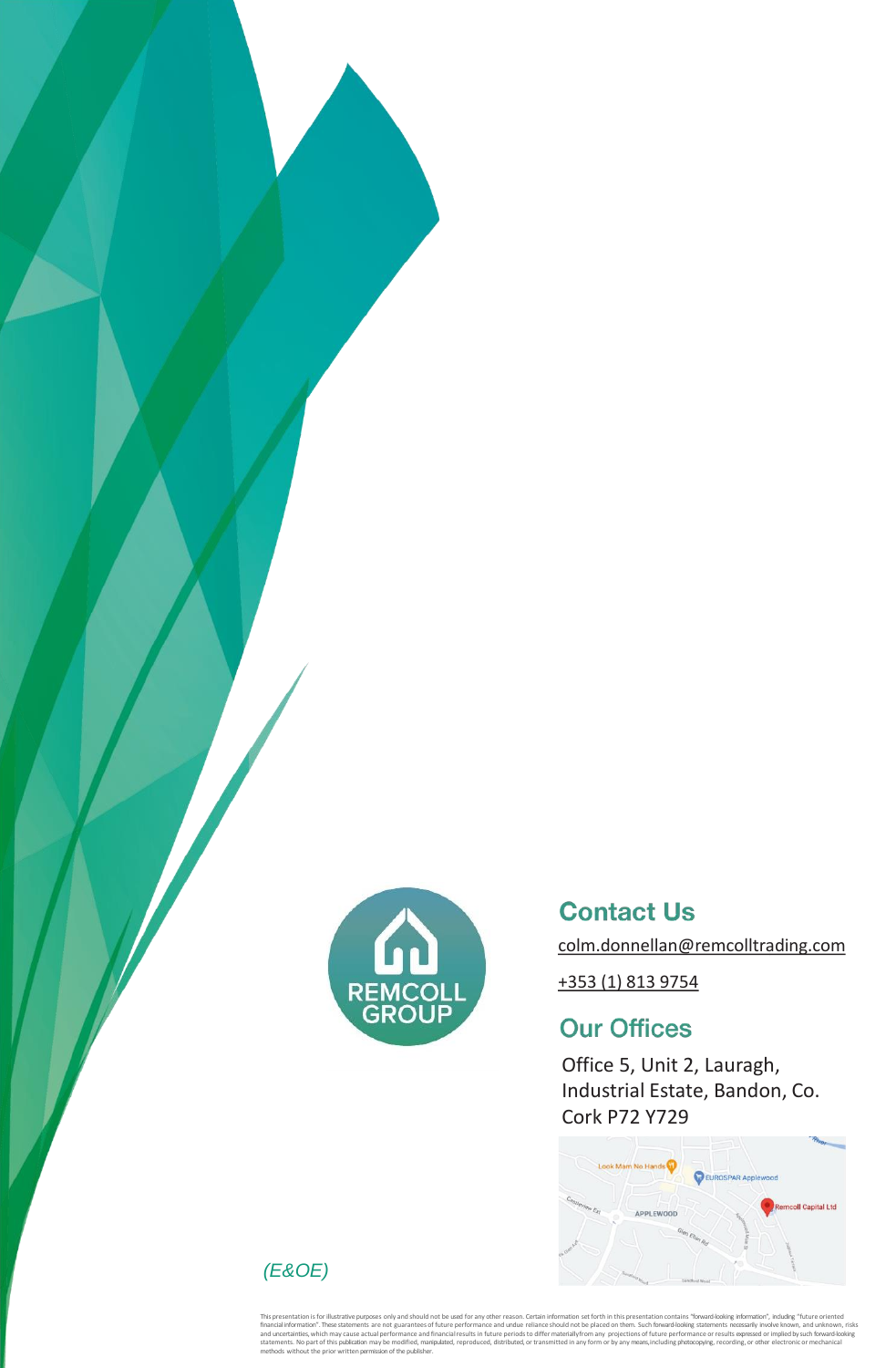REMCOLL GROUP

## Contact Us

colm.donnellan@remcolltrading.com

+353 (1) 813 9754

## Our Offices

Office 5, Unit 2, Lauragh, Industrial Estate, Bandon, Co. Cork P72 Y729

Look Mam No Hands
EUROSPAR Applewood
Remcoll Capital Ltd
APPLEWOOD
Glen Ebin Rd

*(E&OE)*

This presentation is for illustrative purposes only and should not be used for any other reason. Certain information set forth in this presentation contains "forward-looking information", including "future oriented financial information". These statements are not guarantees of future performance and undue reliance should not be placed on them. Such forward-looking statements necessarily involve known, and unknown, risks and uncertainties, which may cause actual performance and financial results in future periods to differ materially from any projections of future performance or results expressed or implied by such forward-looking statements. No part of this publication may be modified, manipulated, reproduced, distributed, or transmitted in any form or by any means, including photocopying, recording, or other electronic or mechanical methods without the prior written permission of the publisher.